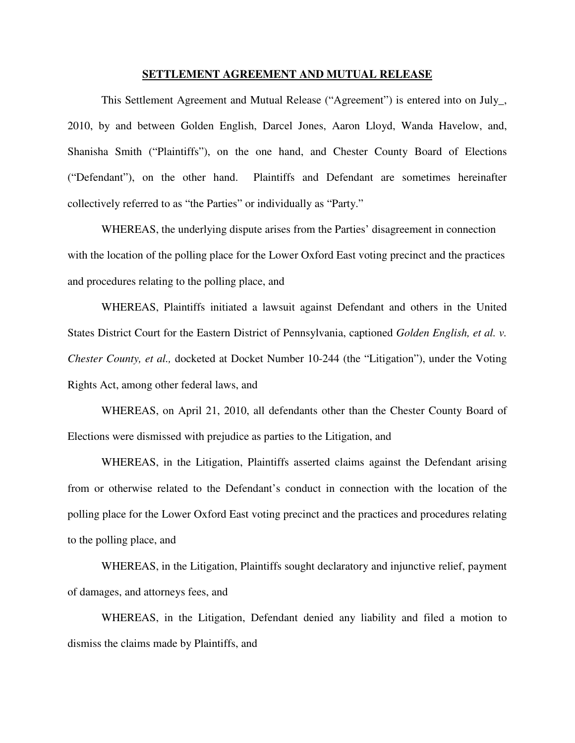**SETTLEMENT AGREEMENT AND MUTUAL RELEASE**

This Settlement Agreement and Mutual Release ("Agreement") is entered into on July_, 2010, by and between Golden English, Darcel Jones, Aaron Lloyd, Wanda Havelow, and, Shanisha Smith ("Plaintiffs"), on the one hand, and Chester County Board of Elections ("Defendant"), on the other hand. Plaintiffs and Defendant are sometimes hereinafter collectively referred to as "the Parties" or individually as "Party."

WHEREAS, the underlying dispute arises from the Parties' disagreement in connection with the location of the polling place for the Lower Oxford East voting precinct and the practices and procedures relating to the polling place, and

WHEREAS, Plaintiffs initiated a lawsuit against Defendant and others in the United States District Court for the Eastern District of Pennsylvania, captioned *Golden English, et al. v. Chester County, et al.,* docketed at Docket Number 10-244 (the "Litigation"), under the Voting Rights Act, among other federal laws, and

WHEREAS, on April 21, 2010, all defendants other than the Chester County Board of Elections were dismissed with prejudice as parties to the Litigation, and

WHEREAS, in the Litigation, Plaintiffs asserted claims against the Defendant arising from or otherwise related to the Defendant's conduct in connection with the location of the polling place for the Lower Oxford East voting precinct and the practices and procedures relating to the polling place, and

WHEREAS, in the Litigation, Plaintiffs sought declaratory and injunctive relief, payment of damages, and attorneys fees, and

WHEREAS, in the Litigation, Defendant denied any liability and filed a motion to dismiss the claims made by Plaintiffs, and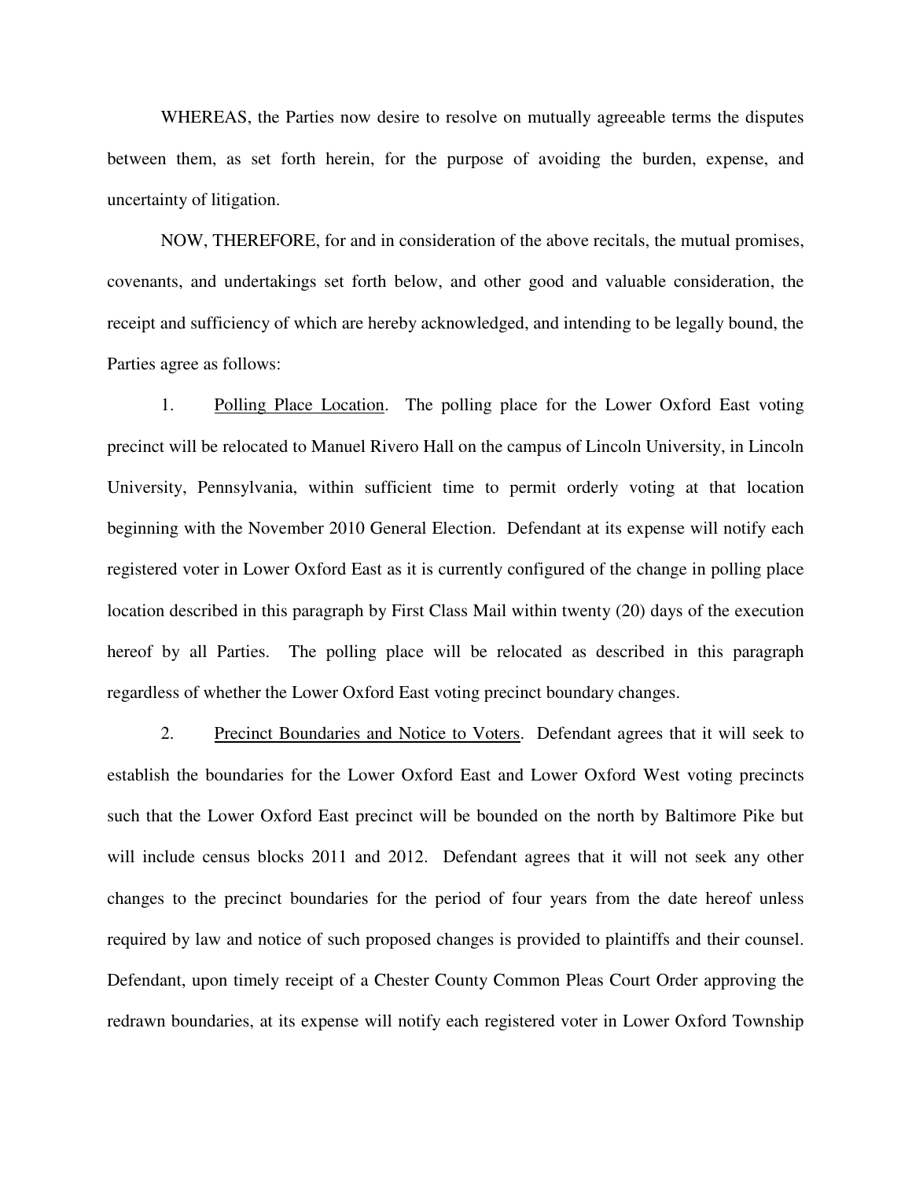WHEREAS, the Parties now desire to resolve on mutually agreeable terms the disputes between them, as set forth herein, for the purpose of avoiding the burden, expense, and uncertainty of litigation.

NOW, THEREFORE, for and in consideration of the above recitals, the mutual promises, covenants, and undertakings set forth below, and other good and valuable consideration, the receipt and sufficiency of which are hereby acknowledged, and intending to be legally bound, the Parties agree as follows:

1. Polling Place Location. The polling place for the Lower Oxford East voting precinct will be relocated to Manuel Rivero Hall on the campus of Lincoln University, in Lincoln University, Pennsylvania, within sufficient time to permit orderly voting at that location beginning with the November 2010 General Election. Defendant at its expense will notify each registered voter in Lower Oxford East as it is currently configured of the change in polling place location described in this paragraph by First Class Mail within twenty (20) days of the execution hereof by all Parties. The polling place will be relocated as described in this paragraph regardless of whether the Lower Oxford East voting precinct boundary changes.

2. Precinct Boundaries and Notice to Voters. Defendant agrees that it will seek to establish the boundaries for the Lower Oxford East and Lower Oxford West voting precincts such that the Lower Oxford East precinct will be bounded on the north by Baltimore Pike but will include census blocks 2011 and 2012. Defendant agrees that it will not seek any other changes to the precinct boundaries for the period of four years from the date hereof unless required by law and notice of such proposed changes is provided to plaintiffs and their counsel. Defendant, upon timely receipt of a Chester County Common Pleas Court Order approving the redrawn boundaries, at its expense will notify each registered voter in Lower Oxford Township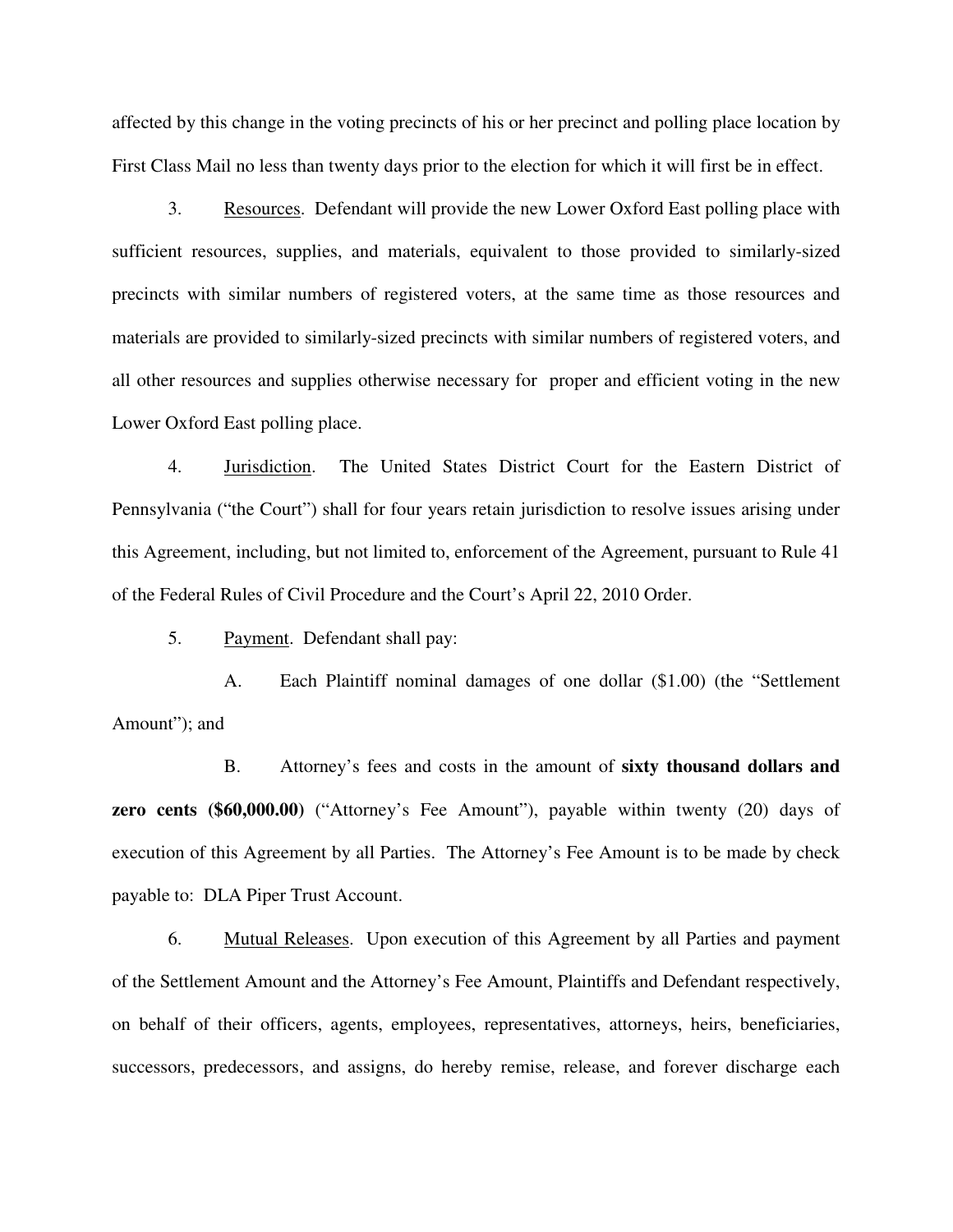affected by this change in the voting precincts of his or her precinct and polling place location by First Class Mail no less than twenty days prior to the election for which it will first be in effect.

3. Resources. Defendant will provide the new Lower Oxford East polling place with sufficient resources, supplies, and materials, equivalent to those provided to similarly-sized precincts with similar numbers of registered voters, at the same time as those resources and materials are provided to similarly-sized precincts with similar numbers of registered voters, and all other resources and supplies otherwise necessary for proper and efficient voting in the new Lower Oxford East polling place.

4. Jurisdiction. The United States District Court for the Eastern District of Pennsylvania ("the Court") shall for four years retain jurisdiction to resolve issues arising under this Agreement, including, but not limited to, enforcement of the Agreement, pursuant to Rule 41 of the Federal Rules of Civil Procedure and the Court's April 22, 2010 Order.

5. Payment. Defendant shall pay:

A. Each Plaintiff nominal damages of one dollar ($1.00) (the "Settlement Amount"); and

B. Attorney's fees and costs in the amount of **sixty thousand dollars and zero cents ($60,000.00)** ("Attorney's Fee Amount"), payable within twenty (20) days of execution of this Agreement by all Parties. The Attorney's Fee Amount is to be made by check payable to: DLA Piper Trust Account.

6. Mutual Releases. Upon execution of this Agreement by all Parties and payment of the Settlement Amount and the Attorney's Fee Amount, Plaintiffs and Defendant respectively, on behalf of their officers, agents, employees, representatives, attorneys, heirs, beneficiaries, successors, predecessors, and assigns, do hereby remise, release, and forever discharge each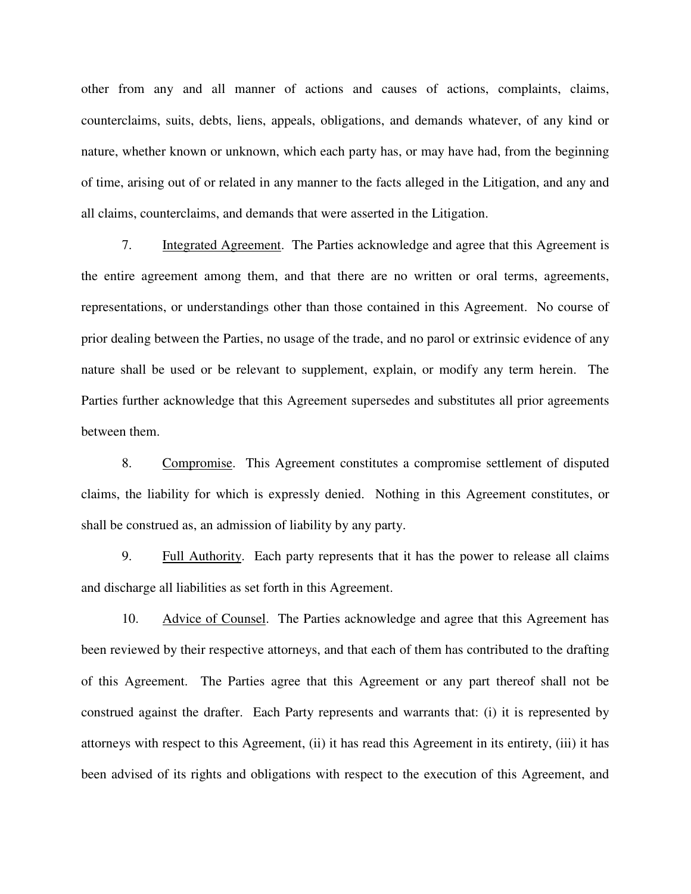other from any and all manner of actions and causes of actions, complaints, claims, counterclaims, suits, debts, liens, appeals, obligations, and demands whatever, of any kind or nature, whether known or unknown, which each party has, or may have had, from the beginning of time, arising out of or related in any manner to the facts alleged in the Litigation, and any and all claims, counterclaims, and demands that were asserted in the Litigation.

7. Integrated Agreement. The Parties acknowledge and agree that this Agreement is the entire agreement among them, and that there are no written or oral terms, agreements, representations, or understandings other than those contained in this Agreement. No course of prior dealing between the Parties, no usage of the trade, and no parol or extrinsic evidence of any nature shall be used or be relevant to supplement, explain, or modify any term herein. The Parties further acknowledge that this Agreement supersedes and substitutes all prior agreements between them.

8. Compromise. This Agreement constitutes a compromise settlement of disputed claims, the liability for which is expressly denied. Nothing in this Agreement constitutes, or shall be construed as, an admission of liability by any party.

9. Full Authority. Each party represents that it has the power to release all claims and discharge all liabilities as set forth in this Agreement.

10. Advice of Counsel. The Parties acknowledge and agree that this Agreement has been reviewed by their respective attorneys, and that each of them has contributed to the drafting of this Agreement. The Parties agree that this Agreement or any part thereof shall not be construed against the drafter. Each Party represents and warrants that: (i) it is represented by attorneys with respect to this Agreement, (ii) it has read this Agreement in its entirety, (iii) it has been advised of its rights and obligations with respect to the execution of this Agreement, and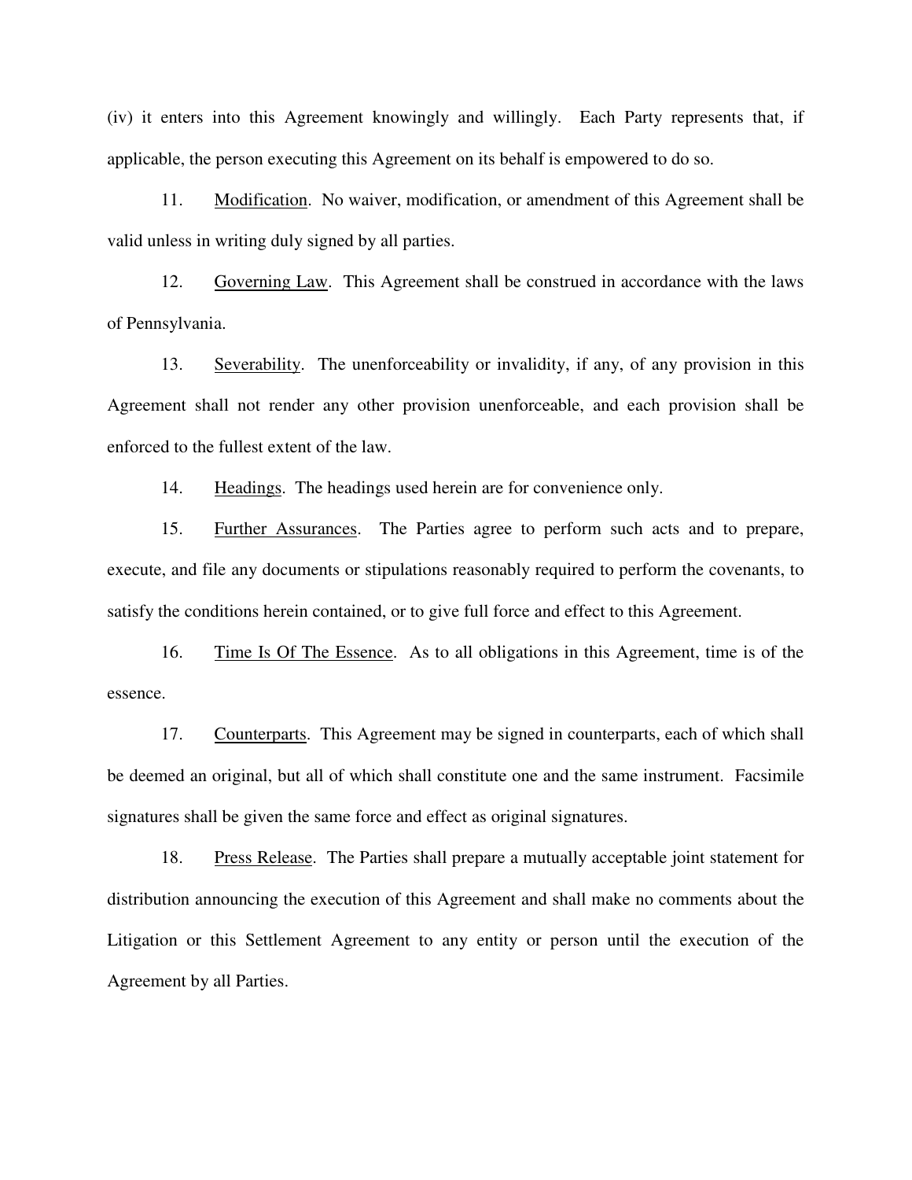(iv) it enters into this Agreement knowingly and willingly. Each Party represents that, if applicable, the person executing this Agreement on its behalf is empowered to do so.

11. Modification. No waiver, modification, or amendment of this Agreement shall be valid unless in writing duly signed by all parties.

12. Governing Law. This Agreement shall be construed in accordance with the laws of Pennsylvania.

13. Severability. The unenforceability or invalidity, if any, of any provision in this Agreement shall not render any other provision unenforceable, and each provision shall be enforced to the fullest extent of the law.

14. Headings. The headings used herein are for convenience only.

15. Further Assurances. The Parties agree to perform such acts and to prepare, execute, and file any documents or stipulations reasonably required to perform the covenants, to satisfy the conditions herein contained, or to give full force and effect to this Agreement.

16. Time Is Of The Essence. As to all obligations in this Agreement, time is of the essence.

17. Counterparts. This Agreement may be signed in counterparts, each of which shall be deemed an original, but all of which shall constitute one and the same instrument. Facsimile signatures shall be given the same force and effect as original signatures.

18. Press Release. The Parties shall prepare a mutually acceptable joint statement for distribution announcing the execution of this Agreement and shall make no comments about the Litigation or this Settlement Agreement to any entity or person until the execution of the Agreement by all Parties.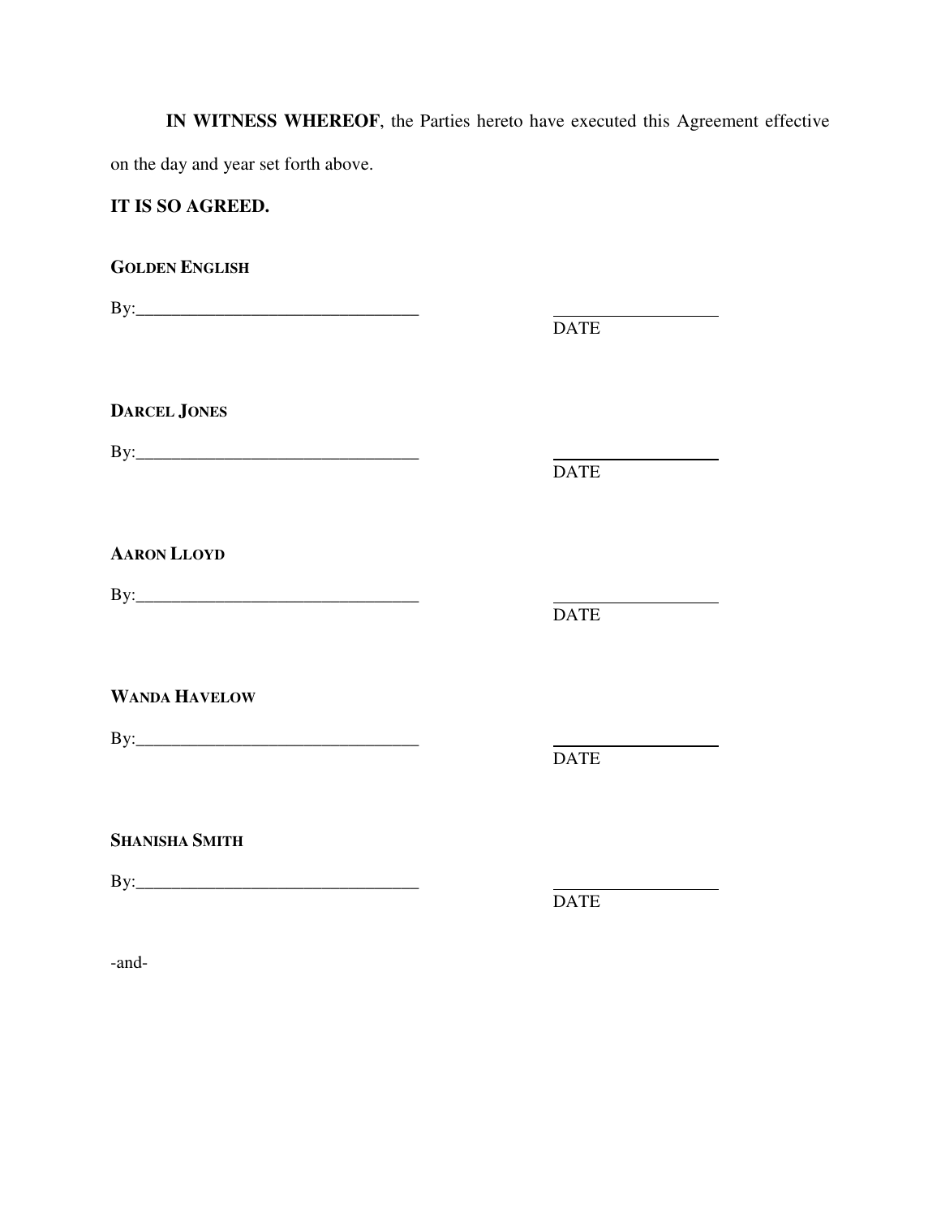**IN WITNESS WHEREOF**, the Parties hereto have executed this Agreement effective on the day and year set forth above.

**IT IS SO AGREED.**

**GOLDEN ENGLISH**

By:________________________________ ____________________
DATE

**DARCEL JONES**

By:________________________________ ____________________
DATE

**AARON LLOYD**

By:________________________________ ____________________
DATE

**WANDA HAVELOW**

By:________________________________ ____________________
DATE

**SHANISHA SMITH**

By:________________________________ ____________________
DATE

-and-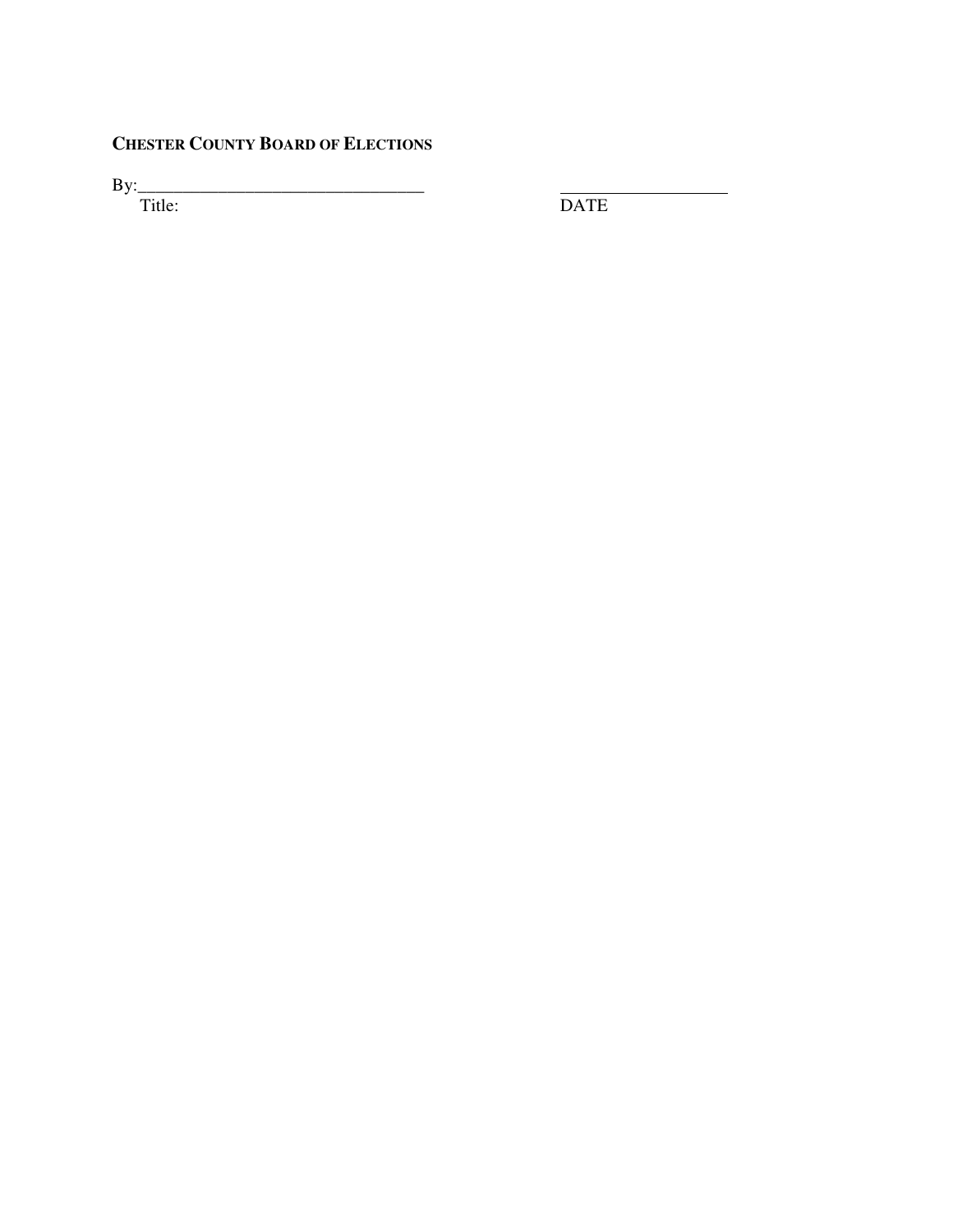**CHESTER COUNTY BOARD OF ELECTIONS**

By:________________________________ ___________________

Title: DATE